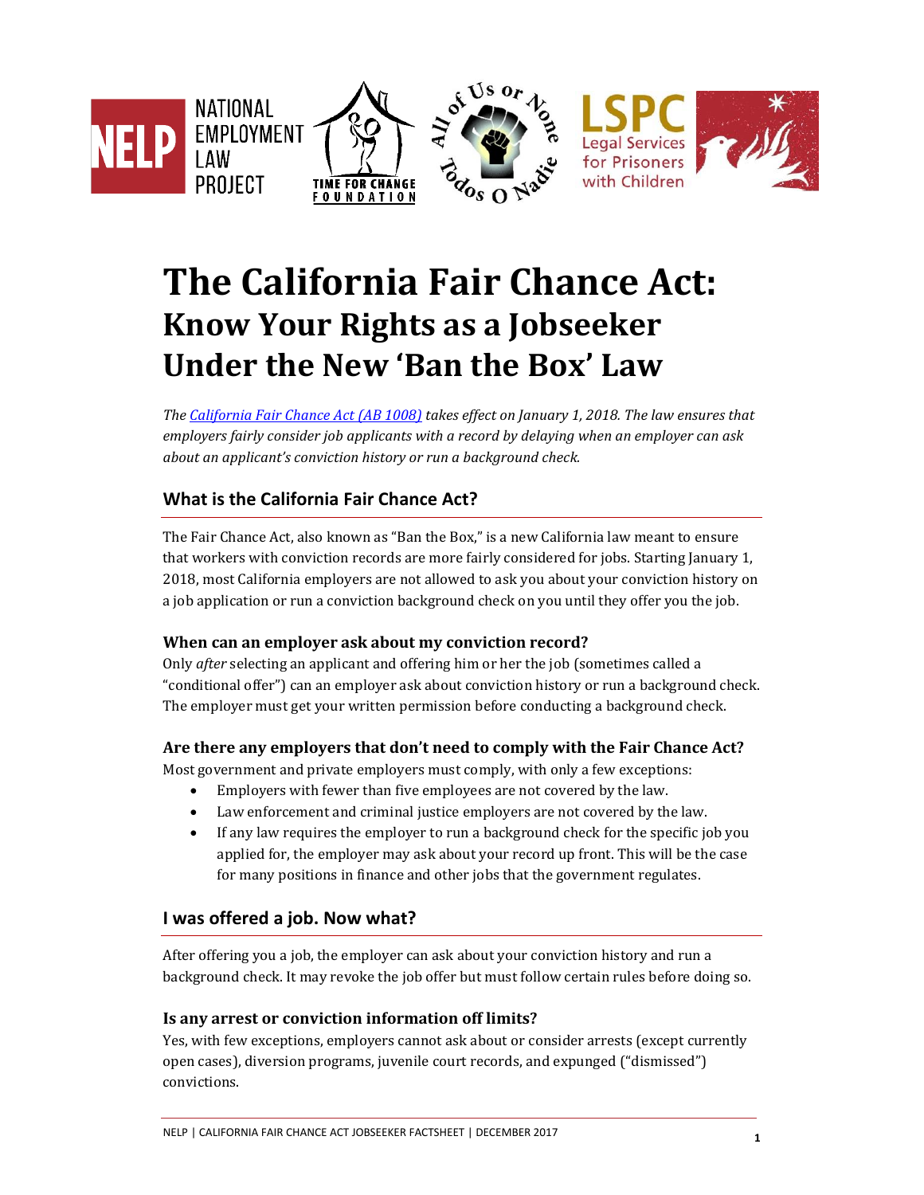# The California Fair Chance Act: Know Your Rights as a Jobseeker Under the New 'Ban the Box' Law

*The California Fair Chance Act (AB 1008) takes effect on January 1, 2018. The law ensures that employers fairly consider job applicants with a record by delaying when an employer can ask about an applicant's conviction history or run a background check.*

## What is the California Fair Chance Act?

The Fair Chance Act, also known as "Ban the Box," is a new California law meant to ensure that workers with conviction records are more fairly considered for jobs. Starting January 1, 2018, most California employers are not allowed to ask you about your conviction history on a job application or run a conviction background check on you until they offer you the job.

### When can an employer ask about my conviction record?

Only *after* selecting an applicant and offering him or her the job (sometimes called a "conditional offer") can an employer ask about conviction history or run a background check. The employer must get your written permission before conducting a background check.

### Are there any employers that don't need to comply with the Fair Chance Act?

Most government and private employers must comply, with only a few exceptions:

- Employers with fewer than five employees are not covered by the law.
- Law enforcement and criminal justice employers are not covered by the law.
- If any law requires the employer to run a background check for the specific job you applied for, the employer may ask about your record up front. This will be the case for many positions in finance and other jobs that the government regulates.

## I was offered a job. Now what?

After offering you a job, the employer can ask about your conviction history and run a background check. It may revoke the job offer but must follow certain rules before doing so.

### Is any arrest or conviction information off limits?

Yes, with few exceptions, employers cannot ask about or consider arrests (except currently open cases), diversion programs, juvenile court records, and expunged ("dismissed") convictions.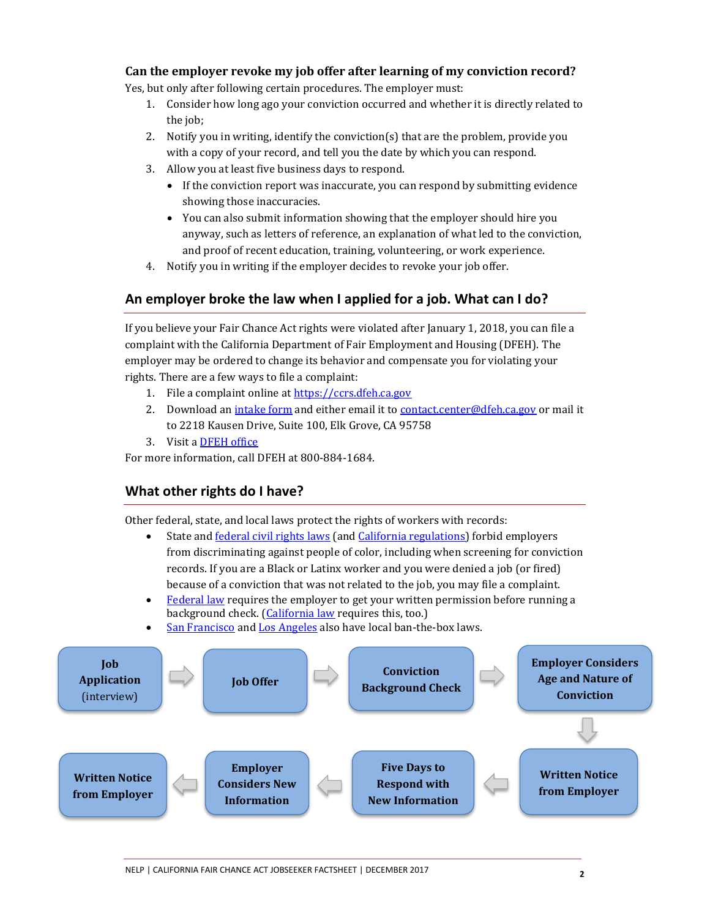### Can the employer revoke my job offer after learning of my conviction record?

Yes, but only after following certain procedures. The employer must:

1. Consider how long ago your conviction occurred and whether it is directly related to the job;
2. Notify you in writing, identify the conviction(s) that are the problem, provide you with a copy of your record, and tell you the date by which you can respond.
3. Allow you at least five business days to respond.
   - If the conviction report was inaccurate, you can respond by submitting evidence showing those inaccuracies.
   - You can also submit information showing that the employer should hire you anyway, such as letters of reference, an explanation of what led to the conviction, and proof of recent education, training, volunteering, or work experience.
4. Notify you in writing if the employer decides to revoke your job offer.

## An employer broke the law when I applied for a job. What can I do?

If you believe your Fair Chance Act rights were violated after January 1, 2018, you can file a complaint with the California Department of Fair Employment and Housing (DFEH). The employer may be ordered to change its behavior and compensate you for violating your rights. There are a few ways to file a complaint:

1. File a complaint online at https://ccrs.dfeh.ca.gov
2. Download an intake form and either email it to contact.center@dfeh.ca.gov or mail it to 2218 Kausen Drive, Suite 100, Elk Grove, CA 95758
3. Visit a DFEH office

For more information, call DFEH at 800-884-1684.

## What other rights do I have?

Other federal, state, and local laws protect the rights of workers with records:

- State and federal civil rights laws (and California regulations) forbid employers from discriminating against people of color, including when screening for conviction records. If you are a Black or Latinx worker and you were denied a job (or fired) because of a conviction that was not related to the job, you may file a complaint.
- Federal law requires the employer to get your written permission before running a background check. (California law requires this, too.)
- San Francisco and Los Angeles also have local ban-the-box laws.

Job Application (interview)

Job Offer

Conviction Background Check

Employer Considers Age and Nature of Conviction

Written Notice from Employer

Five Days to Respond with New Information

Employer Considers New Information

Written Notice from Employer